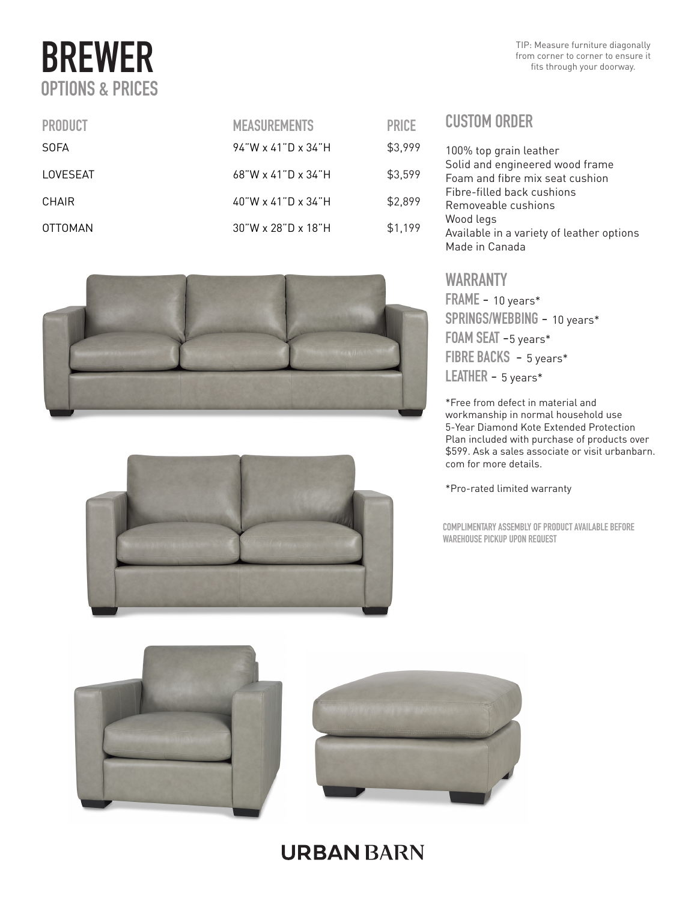# BREWER

## OPTIONS & PRICES

TIP: Measure furniture diagonally from corner to corner to ensure it fits through your doorway.

| PRODUCT | MEASUREMENTS | PRICE |
|---|---|---|
| SOFA | 94"W x 41"D x 34"H | $3,999 |
| LOVESEAT | 68"W x 41"D x 34"H | $3,599 |
| CHAIR | 40"W x 41"D x 34"H | $2,899 |
| OTTOMAN | 30"W x 28"D x 18"H | $1,199 |

## CUSTOM ORDER

100% top grain leather
Solid and engineered wood frame
Foam and fibre mix seat cushion
Fibre-filled back cushions
Removeable cushions
Wood legs
Available in a variety of leather options
Made in Canada

## WARRANTY

**FRAME** - 10 years*
**SPRINGS/WEBBING** - 10 years*
**FOAM SEAT** -5 years*
**FIBRE BACKS** - 5 years*
**LEATHER** - 5 years*

*Free from defect in material and workmanship in normal household use
5-Year Diamond Kote Extended Protection Plan included with purchase of products over $599. Ask a sales associate or visit urbanbarn.com for more details.

*Pro-rated limited warranty

COMPLIMENTARY ASSEMBLY OF PRODUCT AVAILABLE BEFORE WAREHOUSE PICKUP UPON REQUEST

URBAN BARN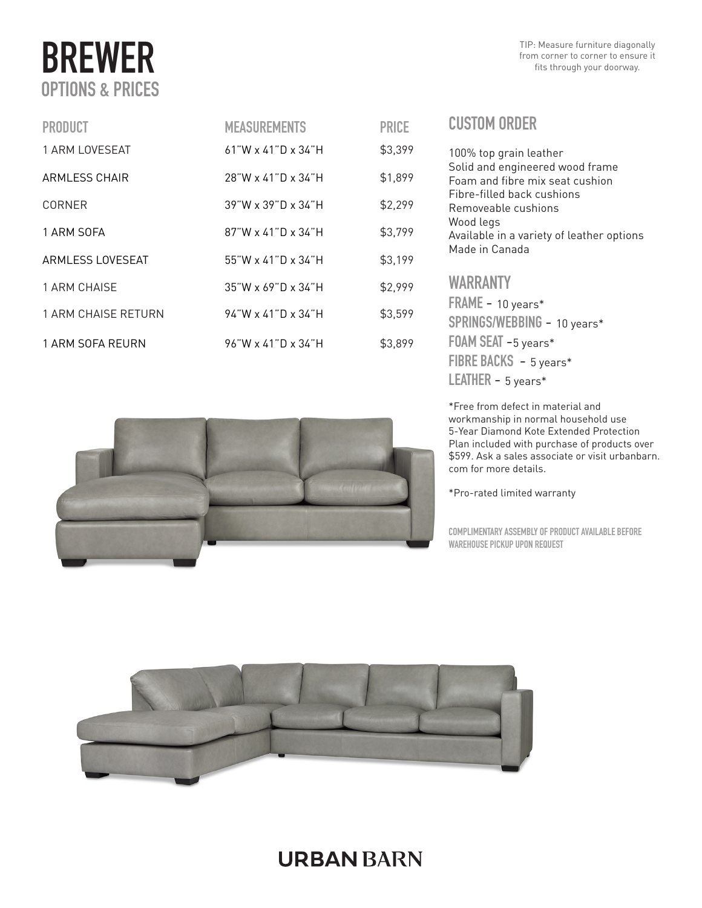# BREWER

## OPTIONS & PRICES

TIP: Measure furniture diagonally from corner to corner to ensure it fits through your doorway.

| PRODUCT | MEASUREMENTS | PRICE |
| --- | --- | --- |
| 1 ARM LOVESEAT | 61"W x 41"D x 34"H | $3,399 |
| ARMLESS CHAIR | 28"W x 41"D x 34"H | $1,899 |
| CORNER | 39"W x 39"D x 34"H | $2,299 |
| 1 ARM SOFA | 87"W x 41"D x 34"H | $3,799 |
| ARMLESS LOVESEAT | 55"W x 41"D x 34"H | $3,199 |
| 1 ARM CHAISE | 35"W x 69"D x 34"H | $2,999 |
| 1 ARM CHAISE RETURN | 94"W x 41"D x 34"H | $3,599 |
| 1 ARM SOFA REURN | 96"W x 41"D x 34"H | $3,899 |

## CUSTOM ORDER

100% top grain leather
Solid and engineered wood frame
Foam and fibre mix seat cushion
Fibre-filled back cushions
Removeable cushions
Wood legs
Available in a variety of leather options
Made in Canada

## WARRANTY

**FRAME** - 10 years*
**SPRINGS/WEBBING** - 10 years*
**FOAM SEAT** -5 years*
**FIBRE BACKS** - 5 years*
**LEATHER** - 5 years*

*Free from defect in material and workmanship in normal household use
5-Year Diamond Kote Extended Protection Plan included with purchase of products over $599. Ask a sales associate or visit urbanbarn.com for more details.

*Pro-rated limited warranty

**COMPLIMENTARY ASSEMBLY OF PRODUCT AVAILABLE BEFORE WAREHOUSE PICKUP UPON REQUEST**

URBAN BARN